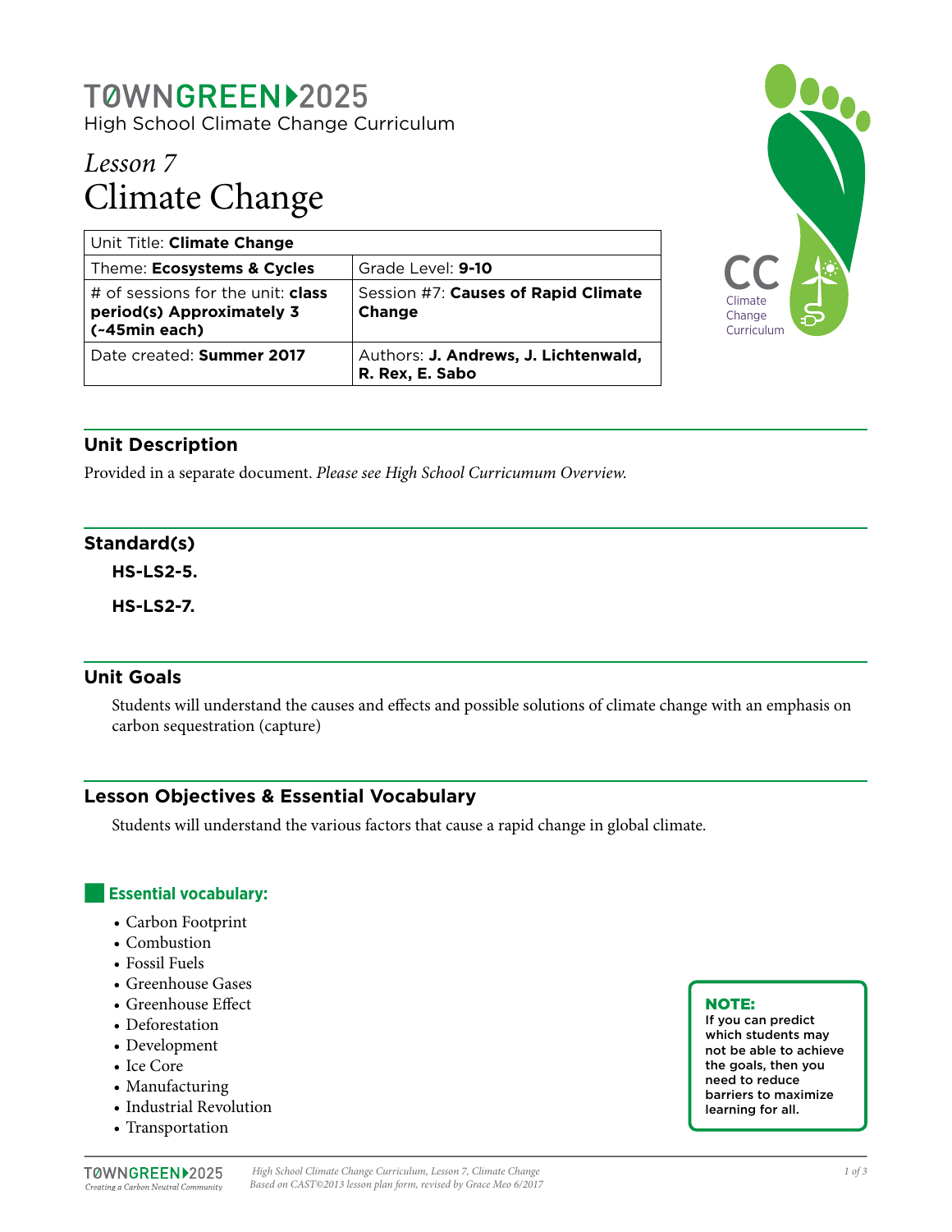# TØWNGREEN▶2025

High School Climate Change Curriculum

## *Lesson 7*
## Climate Change

| Unit Title: **Climate Change** | |
|---|---|
| Theme: **Ecosystems & Cycles** | Grade Level: **9-10** |
| # of sessions for the unit: **class period(s) Approximately 3 (~45min each)** | Session #7: **Causes of Rapid Climate Change** |
| Date created: **Summer 2017** | Authors: **J. Andrews, J. Lichtenwald, R. Rex, E. Sabo** |

CC Climate Change Curriculum

## Unit Description

Provided in a separate document. *Please see High School Curricumum Overview.*

## Standard(s)

**HS-LS2-5.**

**HS-LS2-7.**

## Unit Goals

Students will understand the causes and effects and possible solutions of climate change with an emphasis on carbon sequestration (capture)

## Lesson Objectives & Essential Vocabulary

Students will understand the various factors that cause a rapid change in global climate.

### Essential vocabulary:

- Carbon Footprint
- Combustion
- Fossil Fuels
- Greenhouse Gases
- Greenhouse Effect
- Deforestation
- Development
- Ice Core
- Manufacturing
- Industrial Revolution
- Transportation

**NOTE:**
**If you can predict which students may not be able to achieve the goals, then you need to reduce barriers to maximize learning for all.**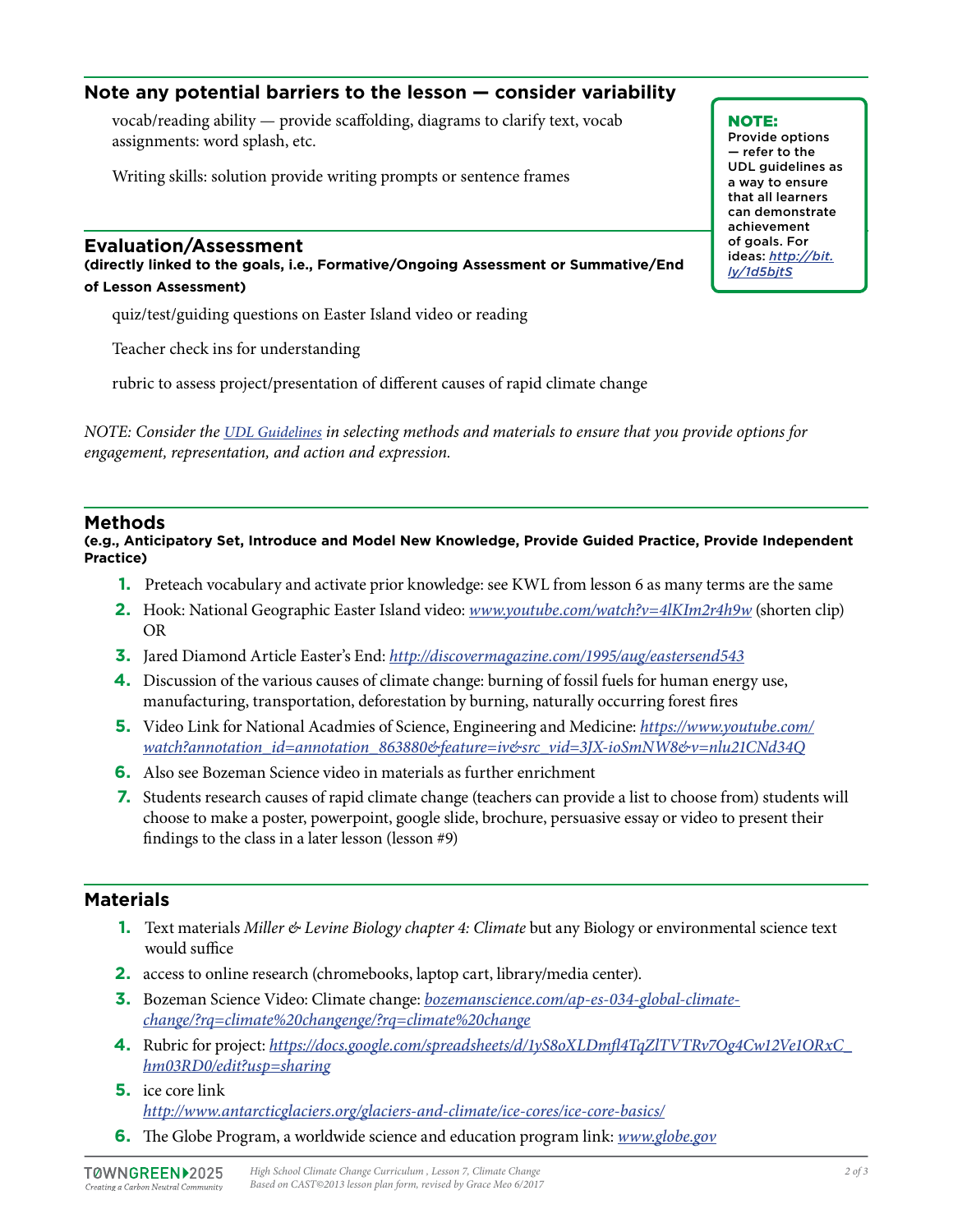## Note any potential barriers to the lesson — consider variability

vocab/reading ability — provide scaffolding, diagrams to clarify text, vocab assignments: word splash, etc.

Writing skills: solution provide writing prompts or sentence frames

> **NOTE:**
> Provide options — refer to the UDL guidelines as a way to ensure that all learners can demonstrate achievement of goals. For ideas: *http://bit.ly/1d5bjtS*

## Evaluation/Assessment

**(directly linked to the goals, i.e., Formative/Ongoing Assessment or Summative/End of Lesson Assessment)**

quiz/test/guiding questions on Easter Island video or reading

Teacher check ins for understanding

rubric to assess project/presentation of different causes of rapid climate change

*NOTE: Consider the UDL Guidelines in selecting methods and materials to ensure that you provide options for engagement, representation, and action and expression.*

## Methods

**(e.g., Anticipatory Set, Introduce and Model New Knowledge, Provide Guided Practice, Provide Independent Practice)**

1. Preteach vocabulary and activate prior knowledge: see KWL from lesson 6 as many terms are the same
2. Hook: National Geographic Easter Island video: *www.youtube.com/watch?v=4lKIm2r4h9w* (shorten clip) OR
3. Jared Diamond Article Easter's End: *http://discovermagazine.com/1995/aug/eastersend543*
4. Discussion of the various causes of climate change: burning of fossil fuels for human energy use, manufacturing, transportation, deforestation by burning, naturally occurring forest fires
5. Video Link for National Acadmies of Science, Engineering and Medicine: *https://www.youtube.com/watch?annotation_id=annotation_863880&feature=iv&src_vid=3JX-ioSmNW8&v=nlu21CNd34Q*
6. Also see Bozeman Science video in materials as further enrichment
7. Students research causes of rapid climate change (teachers can provide a list to choose from) students will choose to make a poster, powerpoint, google slide, brochure, persuasive essay or video to present their findings to the class in a later lesson (lesson #9)

## Materials

1. Text materials *Miller & Levine Biology chapter 4: Climate* but any Biology or environmental science text would suffice
2. access to online research (chromebooks, laptop cart, library/media center).
3. Bozeman Science Video: Climate change: *bozemanscience.com/ap-es-034-global-climate-change/?rq=climate%20changenge/?rq=climate%20change*
4. Rubric for project: *https://docs.google.com/spreadsheets/d/1yS8oXLDmfl4TqZlTVTRv7Og4Cw12Ve1ORxC_hm03RD0/edit?usp=sharing*
5. ice core link *http://www.antarcticglaciers.org/glaciers-and-climate/ice-cores/ice-core-basics/*
6. The Globe Program, a worldwide science and education program link: *www.globe.gov*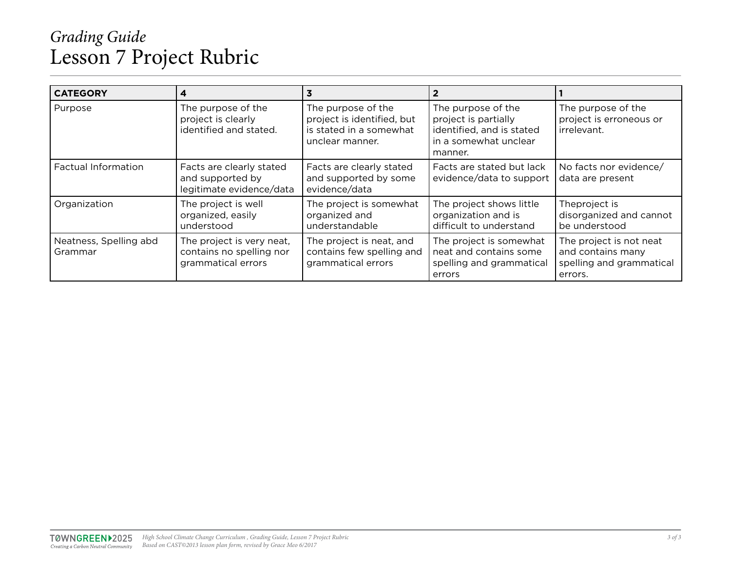*Grading Guide*

# Lesson 7 Project Rubric

| **CATEGORY** | **4** | **3** | **2** | **1** |
|---|---|---|---|---|
| Purpose | The purpose of the project is clearly identified and stated. | The purpose of the project is identified, but is stated in a somewhat unclear manner. | The purpose of the project is partially identified, and is stated in a somewhat unclear manner. | The purpose of the project is erroneous or irrelevant. |
| Factual Information | Facts are clearly stated and supported by legitimate evidence/data | Facts are clearly stated and supported by some evidence/data | Facts are stated but lack evidence/data to support | No facts nor evidence/ data are present |
| Organization | The project is well organized, easily understood | The project is somewhat organized and understandable | The project shows little organization and is difficult to understand | Theproject is disorganized and cannot be understood |
| Neatness, Spelling abd Grammar | The project is very neat, contains no spelling nor grammatical errors | The project is neat, and contains few spelling and grammatical errors | The project is somewhat neat and contains some spelling and grammatical errors | The project is not neat and contains many spelling and grammatical errors. |